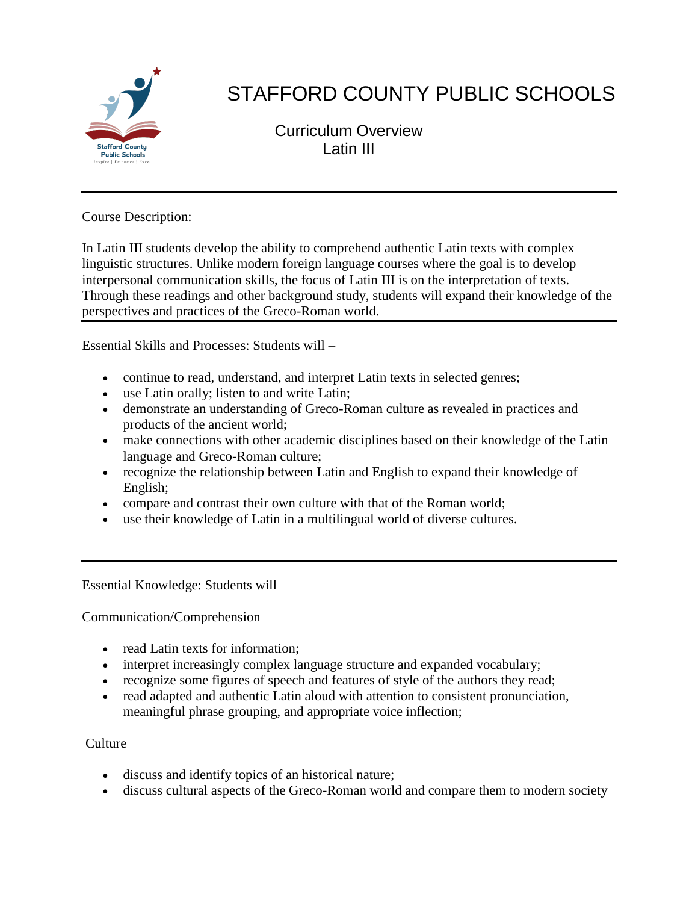# STAFFORD COUNTY PUBLIC SCHOOLS

## Curriculum Overview
## Latin III

---

Course Description:

In Latin III students develop the ability to comprehend authentic Latin texts with complex linguistic structures. Unlike modern foreign language courses where the goal is to develop interpersonal communication skills, the focus of Latin III is on the interpretation of texts. Through these readings and other background study, students will expand their knowledge of the perspectives and practices of the Greco-Roman world.

---

Essential Skills and Processes: Students will –

- continue to read, understand, and interpret Latin texts in selected genres;
- use Latin orally; listen to and write Latin;
- demonstrate an understanding of Greco-Roman culture as revealed in practices and products of the ancient world;
- make connections with other academic disciplines based on their knowledge of the Latin language and Greco-Roman culture;
- recognize the relationship between Latin and English to expand their knowledge of English;
- compare and contrast their own culture with that of the Roman world;
- use their knowledge of Latin in a multilingual world of diverse cultures.

---

Essential Knowledge: Students will –

Communication/Comprehension

- read Latin texts for information;
- interpret increasingly complex language structure and expanded vocabulary;
- recognize some figures of speech and features of style of the authors they read;
- read adapted and authentic Latin aloud with attention to consistent pronunciation, meaningful phrase grouping, and appropriate voice inflection;

Culture

- discuss and identify topics of an historical nature;
- discuss cultural aspects of the Greco-Roman world and compare them to modern society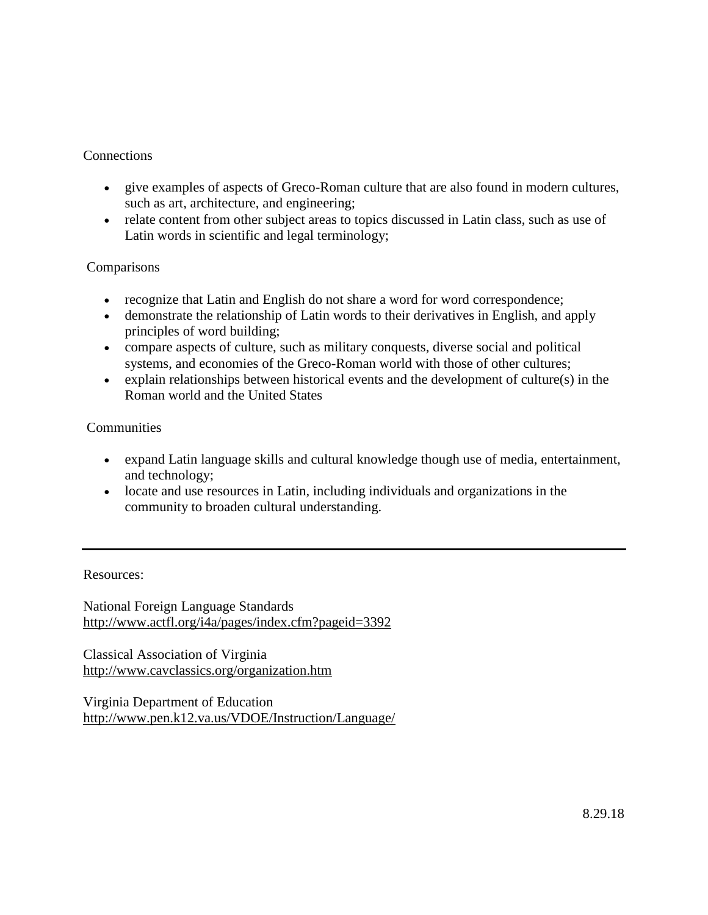Connections

- give examples of aspects of Greco-Roman culture that are also found in modern cultures, such as art, architecture, and engineering;
- relate content from other subject areas to topics discussed in Latin class, such as use of Latin words in scientific and legal terminology;

Comparisons

- recognize that Latin and English do not share a word for word correspondence;
- demonstrate the relationship of Latin words to their derivatives in English, and apply principles of word building;
- compare aspects of culture, such as military conquests, diverse social and political systems, and economies of the Greco-Roman world with those of other cultures;
- explain relationships between historical events and the development of culture(s) in the Roman world and the United States

Communities

- expand Latin language skills and cultural knowledge though use of media, entertainment, and technology;
- locate and use resources in Latin, including individuals and organizations in the community to broaden cultural understanding.

---

Resources:

National Foreign Language Standards
http://www.actfl.org/i4a/pages/index.cfm?pageid=3392

Classical Association of Virginia
http://www.cavclassics.org/organization.htm

Virginia Department of Education
http://www.pen.k12.va.us/VDOE/Instruction/Language/

8.29.18